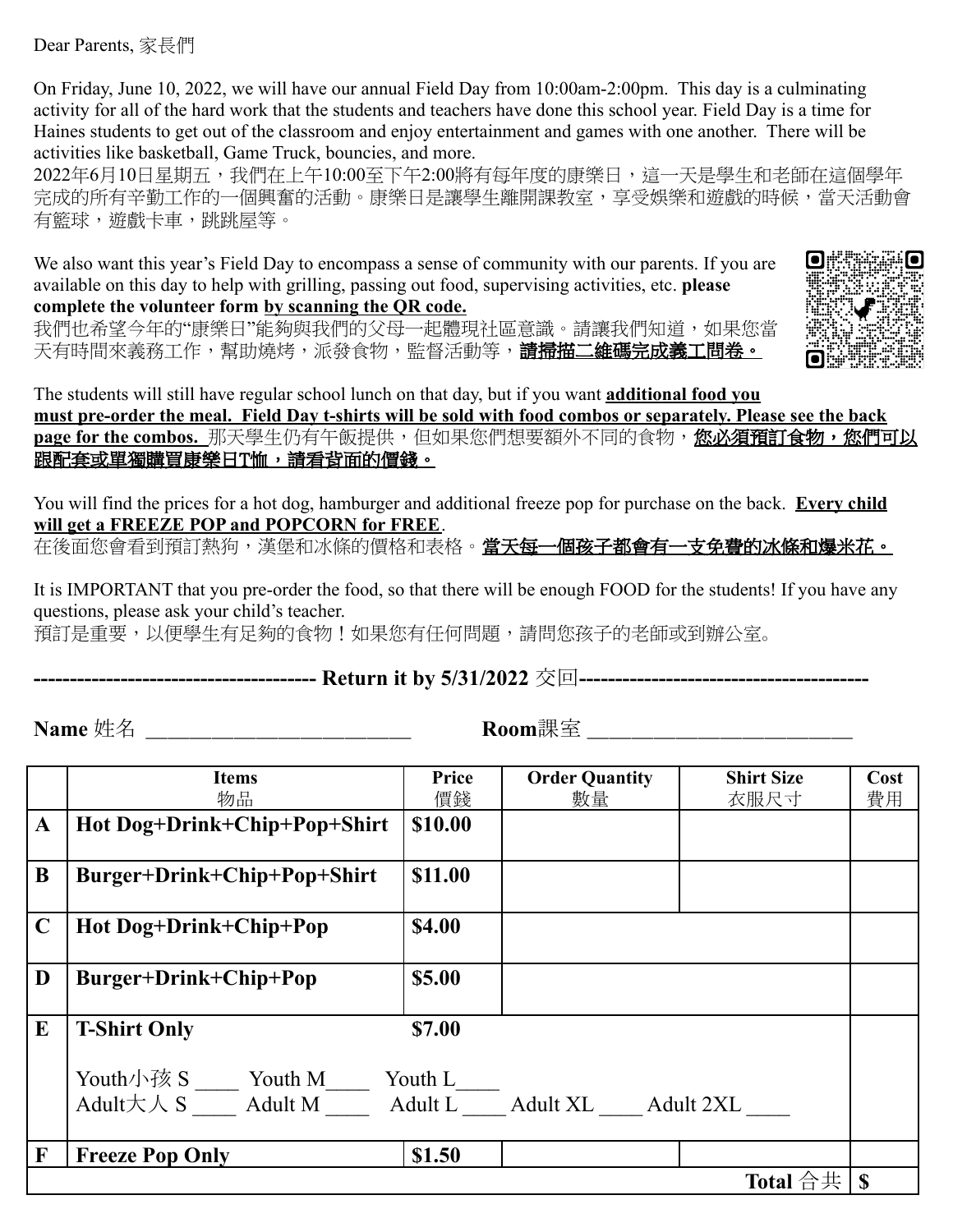Dear Parents, 家長們

On Friday, June 10, 2022, we will have our annual Field Day from 10:00am-2:00pm. This day is a culminating activity for all of the hard work that the students and teachers have done this school year. Field Day is a time for Haines students to get out of the classroom and enjoy entertainment and games with one another. There will be activities like basketball, Game Truck, bouncies, and more.
2022年6月10日星期五，我們在上午10:00至下午2:00將有每年度的康樂日，這一天是學生和老師在這個學年完成的所有辛勤工作的一個興奮的活動。康樂日是讓學生離開課教室，享受娛樂和遊戲的時候，當天活動會有籃球，遊戲卡車，跳跳屋等。

We also want this year's Field Day to encompass a sense of community with our parents. If you are available on this day to help with grilling, passing out food, supervising activities, etc. **please complete the volunteer form <u>by scanning the QR code.</u>**
我們也希望今年的"康樂日"能夠與我們的父母一起體現社區意識。請讓我們知道，如果您當天有時間來義務工作，幫助燒烤，派發食物，監督活動等，**<u>請掃描二維碼完成義工問卷。</u>**

The students will still have regular school lunch on that day, but if you want **<u>additional food you must pre-order the meal. Field Day t-shirts will be sold with food combos or separately. Please see the back page for the combos.</u>** 那天學生仍有午飯提供，但如果您們想要額外不同的食物，**<u>您必須預訂食物，您們可以跟配套或單獨購買康樂日T恤，請看背面的價錢。</u>**

You will find the prices for a hot dog, hamburger and additional freeze pop for purchase on the back. **<u>Every child will get a FREEZE POP and POPCORN for FREE</u>**.
在後面您會看到預訂熱狗，漢堡和冰條的價格和表格。**<u>當天每一個孩子都會有一支免費的冰條和爆米花。</u>**

It is IMPORTANT that you pre-order the food, so that there will be enough FOOD for the students! If you have any questions, please ask your child's teacher.
預訂是重要，以便學生有足夠的食物！如果您有任何問題，請問您孩子的老師或到辦公室。

**---------------------------------------- Return it by 5/31/2022 交回----------------------------------------**

**Name** 姓名 ________________________ **Room**課室 ________________________

| | Items 物品 | Price 價錢 | Order Quantity 數量 | Shirt Size 衣服尺寸 | Cost 費用 |
|---|---|---|---|---|---|
| **A** | **Hot Dog+Drink+Chip+Pop+Shirt** | **$10.00** | | | |
| **B** | **Burger+Drink+Chip+Pop+Shirt** | **$11.00** | | | |
| **C** | **Hot Dog+Drink+Chip+Pop** | **$4.00** | | | |
| **D** | **Burger+Drink+Chip+Pop** | **$5.00** | | | |
| **E** | **T-Shirt Only** **$7.00**<br><br>Youth小孩 S ____ Youth M____ Youth L____<br>Adult大人 S ____ Adult M ____ Adult L ____ Adult XL ____ Adult 2XL ____ | | | | |
| **F** | **Freeze Pop Only** | **$1.50** | | | |
| | | | | **Total** 合共 | **$** |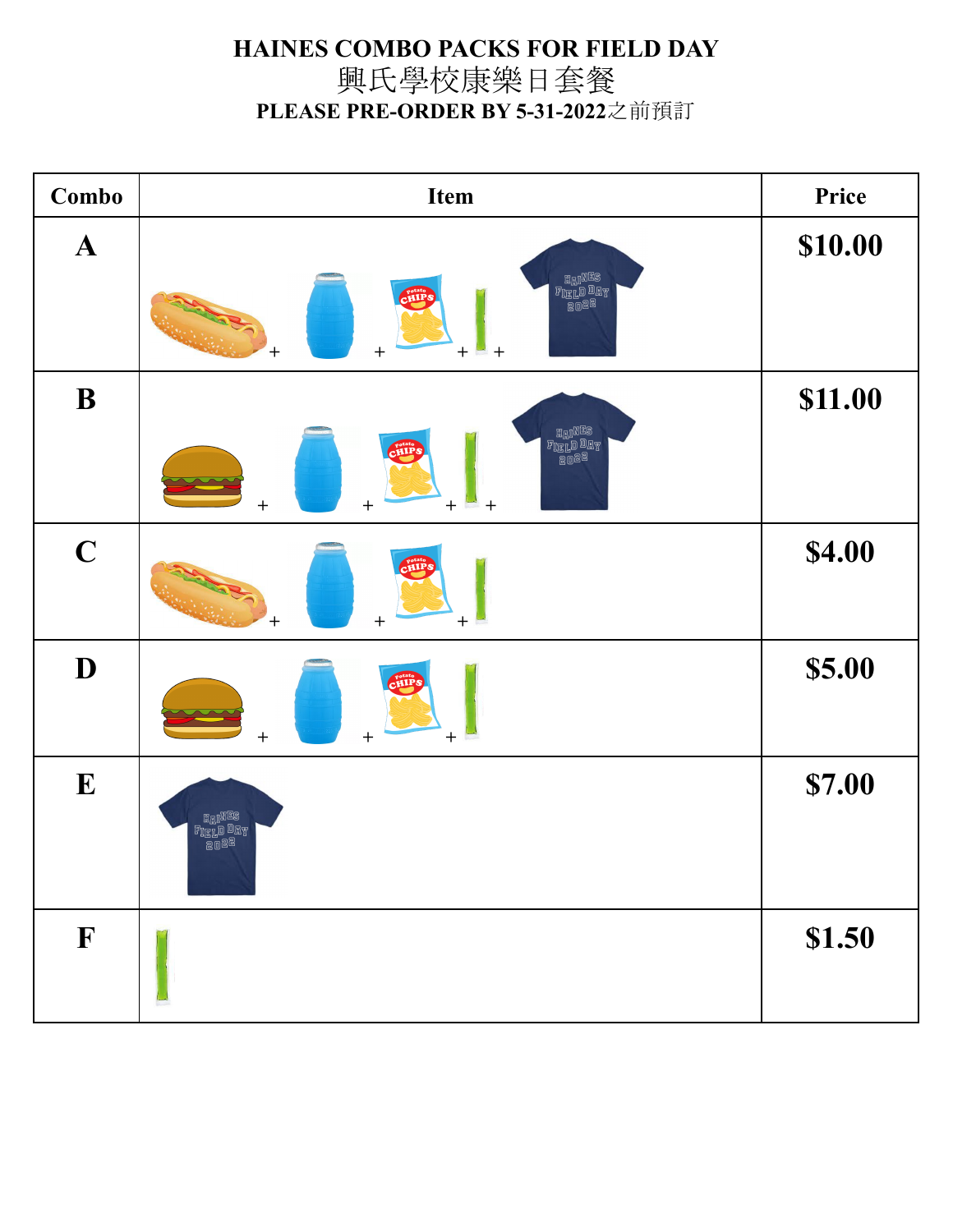# HAINES COMBO PACKS FOR FIELD DAY

## 興氏學校康樂日套餐

**PLEASE PRE-ORDER BY 5-31-2022之前預訂**

| Combo | Item | Price |
|---|---|---|
| **A** | + + + + | **$10.00** |
| **B** | + + + + | **$11.00** |
| **C** | + + + | **$4.00** |
| **D** | + + + | **$5.00** |
| **E** | | **$7.00** |
| **F** | | **$1.50** |